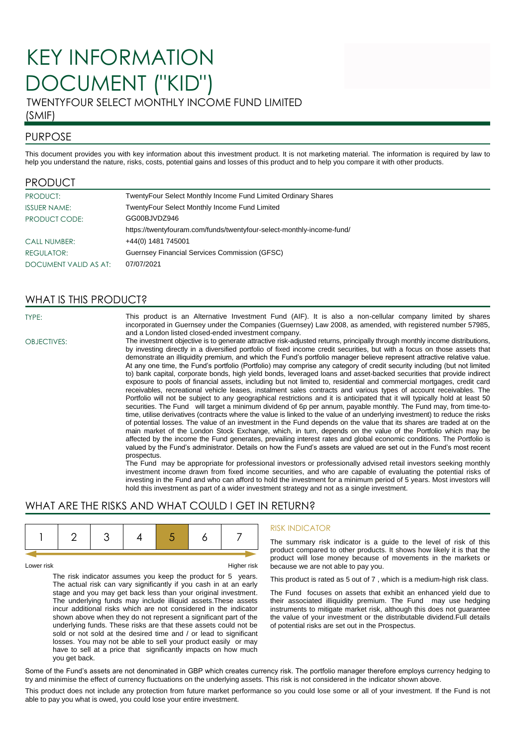# KEY INFORMATION DOCUMENT ("KID")

TWENTYFOUR SELECT MONTHLY INCOME FUND LIMITED (SMIF)

## PURPOSE

This document provides you with key information about this investment product. It is not marketing material. The information is required by law to help you understand the nature, risks, costs, potential gains and losses of this product and to help you compare it with other products.

## PRODUCT

| | |
|---|---|
| PRODUCT: | TwentyFour Select Monthly Income Fund Limited Ordinary Shares |
| ISSUER NAME: | TwentyFour Select Monthly Income Fund Limited |
| PRODUCT CODE: | GG00BJVDZ946 |
| | https://twentyfouram.com/funds/twentyfour-select-monthly-income-fund/ |
| CALL NUMBER: | +44(0) 1481 745001 |
| REGULATOR: | Guernsey Financial Services Commission (GFSC) |
| DOCUMENT VALID AS AT: | 07/07/2021 |

## WHAT IS THIS PRODUCT?

**TYPE:** This product is an Alternative Investment Fund (AIF). It is also a non-cellular company limited by shares incorporated in Guernsey under the Companies (Guernsey) Law 2008, as amended, with registered number 57985, and a London listed closed-ended investment company.

**OBJECTIVES:** The investment objective is to generate attractive risk-adjusted returns, principally through monthly income distributions, by investing directly in a diversified portfolio of fixed income credit securities, but with a focus on those assets that demonstrate an illiquidity premium, and which the Fund's portfolio manager believe represent attractive relative value. At any one time, the Fund's portfolio (Portfolio) may comprise any category of credit security including (but not limited to) bank capital, corporate bonds, high yield bonds, leveraged loans and asset-backed securities that provide indirect exposure to pools of financial assets, including but not limited to, residential and commercial mortgages, credit card receivables, recreational vehicle leases, instalment sales contracts and various types of account receivables. The Portfolio will not be subject to any geographical restrictions and it is anticipated that it will typically hold at least 50 securities. The Fund will target a minimum dividend of 6p per annum, payable monthly. The Fund may, from time-to-time, utilise derivatives (contracts where the value is linked to the value of an underlying investment) to reduce the risks of potential losses. The value of an investment in the Fund depends on the value that its shares are traded at on the main market of the London Stock Exchange, which, in turn, depends on the value of the Portfolio which may be affected by the income the Fund generates, prevailing interest rates and global economic conditions. The Portfolio is valued by the Fund's administrator. Details on how the Fund's assets are valued are set out in the Fund's most recent prospectus.

The Fund may be appropriate for professional investors or professionally advised retail investors seeking monthly investment income drawn from fixed income securities, and who are capable of evaluating the potential risks of investing in the Fund and who can afford to hold the investment for a minimum period of 5 years. Most investors will hold this investment as part of a wider investment strategy and not as a single investment.

## WHAT ARE THE RISKS AND WHAT COULD I GET IN RETURN?

| 1 | 2 | 3 | 4 | **5** | 6 | 7 |
|---|---|---|---|---|---|---|

Lower risk — Higher risk

The risk indicator assumes you keep the product for 5 years. The actual risk can vary significantly if you cash in at an early stage and you may get back less than your original investment. The underlying funds may include illiquid assets.These assets incur additional risks which are not considered in the indicator shown above when they do not represent a significant part of the underlying funds. These risks are that these assets could not be sold or not sold at the desired time and / or lead to significant losses. You may not be able to sell your product easily or may have to sell at a price that significantly impacts on how much you get back.

### RISK INDICATOR

The summary risk indicator is a guide to the level of risk of this product compared to other products. It shows how likely it is that the product will lose money because of movements in the markets or because we are not able to pay you.

This product is rated as 5 out of 7 , which is a medium-high risk class.

The Fund focuses on assets that exhibit an enhanced yield due to their associated illiquidity premium. The Fund may use hedging instruments to mitigate market risk, although this does not guarantee the value of your investment or the distributable dividend.Full details of potential risks are set out in the Prospectus.

Some of the Fund's assets are not denominated in GBP which creates currency risk. The portfolio manager therefore employs currency hedging to try and minimise the effect of currency fluctuations on the underlying assets. This risk is not considered in the indicator shown above.

This product does not include any protection from future market performance so you could lose some or all of your investment. If the Fund is not able to pay you what is owed, you could lose your entire investment.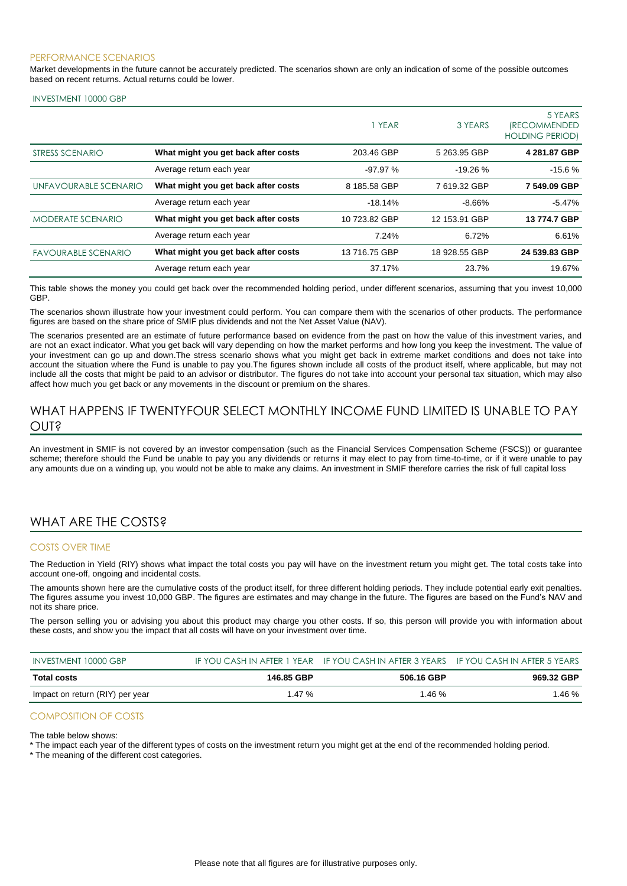### PERFORMANCE SCENARIOS

Market developments in the future cannot be accurately predicted. The scenarios shown are only an indication of some of the possible outcomes based on recent returns. Actual returns could be lower.

| INVESTMENT 10000 GBP | | 1 YEAR | 3 YEARS | 5 YEARS (RECOMMENDED HOLDING PERIOD) |
|---|---|---|---|---|
| STRESS SCENARIO | **What might you get back after costs** | 203.46 GBP | 5 263.95 GBP | **4 281.87 GBP** |
| | Average return each year | -97.97 % | -19.26 % | -15.6 % |
| UNFAVOURABLE SCENARIO | **What might you get back after costs** | 8 185.58 GBP | 7 619.32 GBP | **7 549.09 GBP** |
| | Average return each year | -18.14% | -8.66% | -5.47% |
| MODERATE SCENARIO | **What might you get back after costs** | 10 723.82 GBP | 12 153.91 GBP | **13 774.7 GBP** |
| | Average return each year | 7.24% | 6.72% | 6.61% |
| FAVOURABLE SCENARIO | **What might you get back after costs** | 13 716.75 GBP | 18 928.55 GBP | **24 539.83 GBP** |
| | Average return each year | 37.17% | 23.7% | 19.67% |

This table shows the money you could get back over the recommended holding period, under different scenarios, assuming that you invest 10,000 GBP.

The scenarios shown illustrate how your investment could perform. You can compare them with the scenarios of other products. The performance figures are based on the share price of SMIF plus dividends and not the Net Asset Value (NAV).

The scenarios presented are an estimate of future performance based on evidence from the past on how the value of this investment varies, and are not an exact indicator. What you get back will vary depending on how the market performs and how long you keep the investment. The value of your investment can go up and down.The stress scenario shows what you might get back in extreme market conditions and does not take into account the situation where the Fund is unable to pay you.The figures shown include all costs of the product itself, where applicable, but may not include all the costs that might be paid to an advisor or distributor. The figures do not take into account your personal tax situation, which may also affect how much you get back or any movements in the discount or premium on the shares.

## WHAT HAPPENS IF TWENTYFOUR SELECT MONTHLY INCOME FUND LIMITED IS UNABLE TO PAY OUT?

An investment in SMIF is not covered by an investor compensation (such as the Financial Services Compensation Scheme (FSCS)) or guarantee scheme; therefore should the Fund be unable to pay you any dividends or returns it may elect to pay from time-to-time, or if it were unable to pay any amounts due on a winding up, you would not be able to make any claims. An investment in SMIF therefore carries the risk of full capital loss

## WHAT ARE THE COSTS?

### COSTS OVER TIME

The Reduction in Yield (RIY) shows what impact the total costs you pay will have on the investment return you might get. The total costs take into account one-off, ongoing and incidental costs.

The amounts shown here are the cumulative costs of the product itself, for three different holding periods. They include potential early exit penalties. The figures assume you invest 10,000 GBP. The figures are estimates and may change in the future. The figures are based on the Fund's NAV and not its share price.

The person selling you or advising you about this product may charge you other costs. If so, this person will provide you with information about these costs, and show you the impact that all costs will have on your investment over time.

| INVESTMENT 10000 GBP | IF YOU CASH IN AFTER 1 YEAR | IF YOU CASH IN AFTER 3 YEARS | IF YOU CASH IN AFTER 5 YEARS |
|---|---|---|---|
| **Total costs** | **146.85 GBP** | **506.16 GBP** | **969.32 GBP** |
| Impact on return (RIY) per year | 1.47 % | 1.46 % | 1.46 % |

### COMPOSITION OF COSTS

The table below shows:

* The impact each year of the different types of costs on the investment return you might get at the end of the recommended holding period.
* The meaning of the different cost categories.

Please note that all figures are for illustrative purposes only.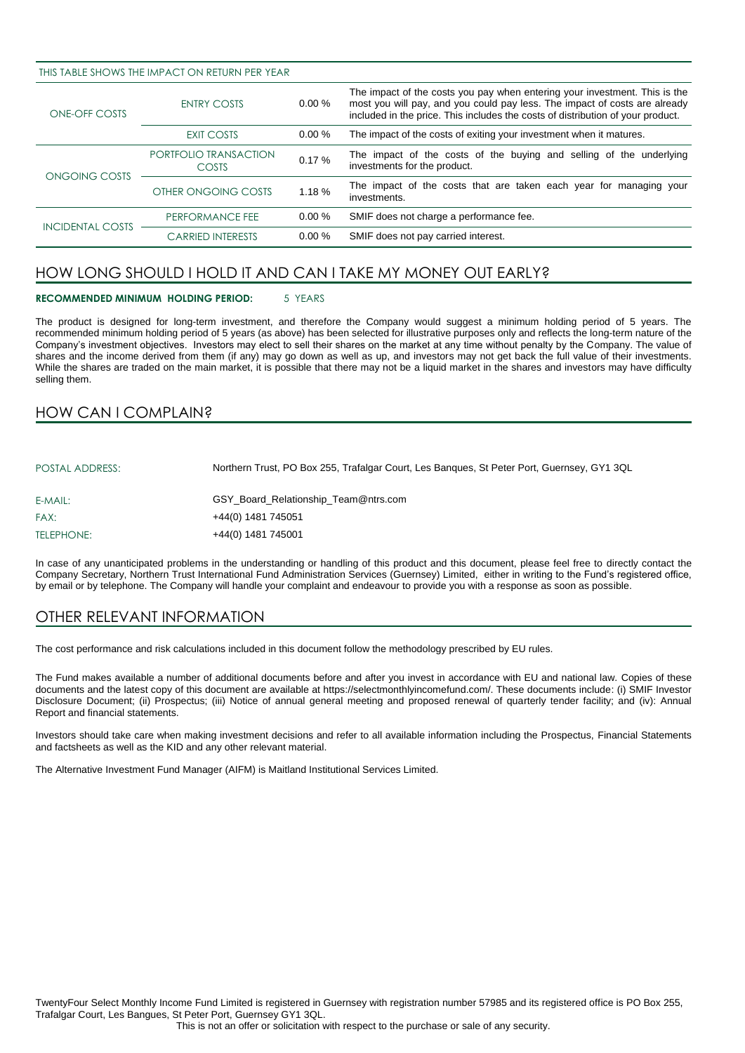| THIS TABLE SHOWS THE IMPACT ON RETURN PER YEAR | | | |
|---|---|---|---|
| ONE-OFF COSTS | ENTRY COSTS | 0.00 % | The impact of the costs you pay when entering your investment. This is the most you will pay, and you could pay less. The impact of costs are already included in the price. This includes the costs of distribution of your product. |
| | EXIT COSTS | 0.00 % | The impact of the costs of exiting your investment when it matures. |
| ONGOING COSTS | PORTFOLIO TRANSACTION COSTS | 0.17 % | The impact of the costs of the buying and selling of the underlying investments for the product. |
| | OTHER ONGOING COSTS | 1.18 % | The impact of the costs that are taken each year for managing your investments. |
| INCIDENTAL COSTS | PERFORMANCE FEE | 0.00 % | SMIF does not charge a performance fee. |
| | CARRIED INTERESTS | 0.00 % | SMIF does not pay carried interest. |

## HOW LONG SHOULD I HOLD IT AND CAN I TAKE MY MONEY OUT EARLY?

**RECOMMENDED MINIMUM HOLDING PERIOD:** 5 YEARS

The product is designed for long-term investment, and therefore the Company would suggest a minimum holding period of 5 years. The recommended minimum holding period of 5 years (as above) has been selected for illustrative purposes only and reflects the long-term nature of the Company's investment objectives. Investors may elect to sell their shares on the market at any time without penalty by the Company. The value of shares and the income derived from them (if any) may go down as well as up, and investors may not get back the full value of their investments. While the shares are traded on the main market, it is possible that there may not be a liquid market in the shares and investors may have difficulty selling them.

## HOW CAN I COMPLAIN?

| | |
|---|---|
| POSTAL ADDRESS: | Northern Trust, PO Box 255, Trafalgar Court, Les Banques, St Peter Port, Guernsey, GY1 3QL |
| E-MAIL: | GSY_Board_Relationship_Team@ntrs.com |
| FAX: | +44(0) 1481 745051 |
| TELEPHONE: | +44(0) 1481 745001 |

In case of any unanticipated problems in the understanding or handling of this product and this document, please feel free to directly contact the Company Secretary, Northern Trust International Fund Administration Services (Guernsey) Limited, either in writing to the Fund's registered office, by email or by telephone. The Company will handle your complaint and endeavour to provide you with a response as soon as possible.

## OTHER RELEVANT INFORMATION

The cost performance and risk calculations included in this document follow the methodology prescribed by EU rules.

The Fund makes available a number of additional documents before and after you invest in accordance with EU and national law. Copies of these documents and the latest copy of this document are available at https://selectmonthlyincomefund.com/. These documents include: (i) SMIF Investor Disclosure Document; (ii) Prospectus; (iii) Notice of annual general meeting and proposed renewal of quarterly tender facility; and (iv): Annual Report and financial statements.

Investors should take care when making investment decisions and refer to all available information including the Prospectus, Financial Statements and factsheets as well as the KID and any other relevant material.

The Alternative Investment Fund Manager (AIFM) is Maitland Institutional Services Limited.

TwentyFour Select Monthly Income Fund Limited is registered in Guernsey with registration number 57985 and its registered office is PO Box 255, Trafalgar Court, Les Bangues, St Peter Port, Guernsey GY1 3QL.

This is not an offer or solicitation with respect to the purchase or sale of any security.